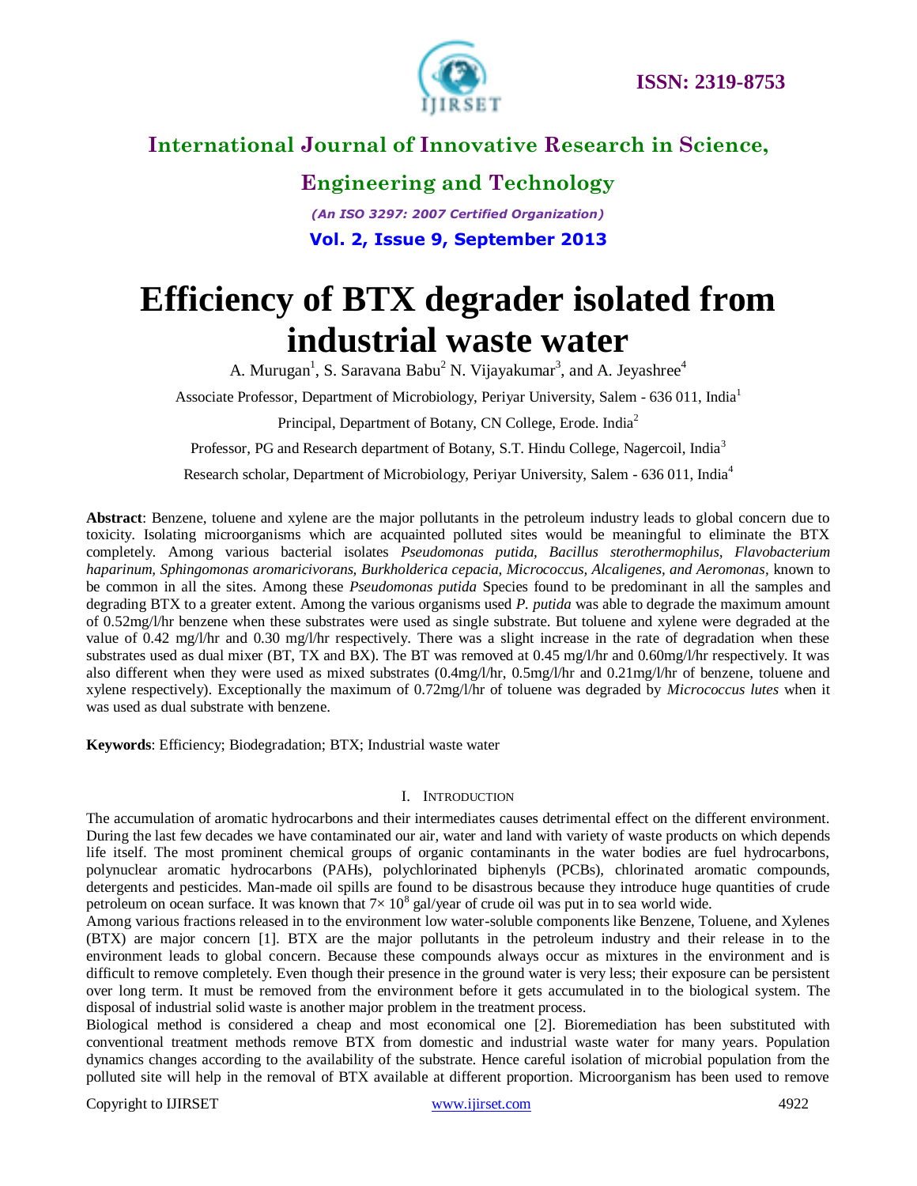# Efficiency of BTX degrader isolated from industrial waste water

A. Murugan[1], S. Saravana Babu[2] N. Vijayakumar[3], and A. Jeyashree[4]

Associate Professor, Department of Microbiology, Periyar University, Salem - 636 011, India[1]

Principal, Department of Botany, CN College, Erode. India[2]

Professor, PG and Research department of Botany, S.T. Hindu College, Nagercoil, India[3]

Research scholar, Department of Microbiology, Periyar University, Salem - 636 011, India[4]

**Abstract**: Benzene, toluene and xylene are the major pollutants in the petroleum industry leads to global concern due to toxicity. Isolating microorganisms which are acquainted polluted sites would be meaningful to eliminate the BTX completely. Among various bacterial isolates *Pseudomonas putida, Bacillus sterothermophilus, Flavobacterium haparinum, Sphingomonas aromaricivorans, Burkholderica cepacia, Micrococcus, Alcaligenes, and Aeromonas*, known to be common in all the sites. Among these *Pseudomonas putida* Species found to be predominant in all the samples and degrading BTX to a greater extent. Among the various organisms used *P. putida* was able to degrade the maximum amount of 0.52mg/l/hr benzene when these substrates were used as single substrate. But toluene and xylene were degraded at the value of 0.42 mg/l/hr and 0.30 mg/l/hr respectively. There was a slight increase in the rate of degradation when these substrates used as dual mixer (BT, TX and BX). The BT was removed at 0.45 mg/l/hr and 0.60mg/l/hr respectively. It was also different when they were used as mixed substrates (0.4mg/l/hr, 0.5mg/l/hr and 0.21mg/l/hr of benzene, toluene and xylene respectively). Exceptionally the maximum of 0.72mg/l/hr of toluene was degraded by *Micrococcus lutes* when it was used as dual substrate with benzene.

**Keywords**: Efficiency; Biodegradation; BTX; Industrial waste water

## I. Introduction

The accumulation of aromatic hydrocarbons and their intermediates causes detrimental effect on the different environment. During the last few decades we have contaminated our air, water and land with variety of waste products on which depends life itself. The most prominent chemical groups of organic contaminants in the water bodies are fuel hydrocarbons, polynuclear aromatic hydrocarbons (PAHs), polychlorinated biphenyls (PCBs), chlorinated aromatic compounds, detergents and pesticides. Man-made oil spills are found to be disastrous because they introduce huge quantities of crude petroleum on ocean surface. It was known that $7\times 10^{8}$ gal/year of crude oil was put in to sea world wide.

Among various fractions released in to the environment low water-soluble components like Benzene, Toluene, and Xylenes (BTX) are major concern [1]. BTX are the major pollutants in the petroleum industry and their release in to the environment leads to global concern. Because these compounds always occur as mixtures in the environment and is difficult to remove completely. Even though their presence in the ground water is very less; their exposure can be persistent over long term. It must be removed from the environment before it gets accumulated in to the biological system. The disposal of industrial solid waste is another major problem in the treatment process.

Biological method is considered a cheap and most economical one [2]. Bioremediation has been substituted with conventional treatment methods remove BTX from domestic and industrial waste water for many years. Population dynamics changes according to the availability of the substrate. Hence careful isolation of microbial population from the polluted site will help in the removal of BTX available at different proportion. Microorganism has been used to remove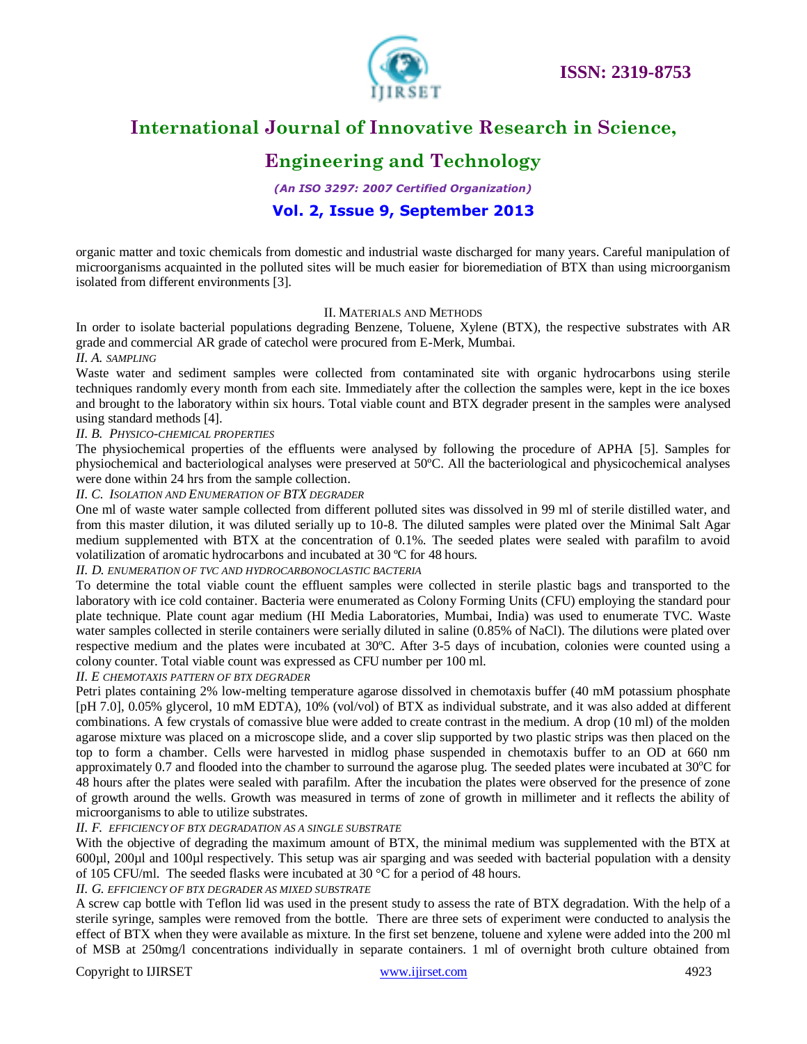organic matter and toxic chemicals from domestic and industrial waste discharged for many years. Careful manipulation of microorganisms acquainted in the polluted sites will be much easier for bioremediation of BTX than using microorganism isolated from different environments [3].

## II. Materials and Methods

In order to isolate bacterial populations degrading Benzene, Toluene, Xylene (BTX), the respective substrates with AR grade and commercial AR grade of catechol were procured from E-Merk, Mumbai.

### *II. A. Sampling*

Waste water and sediment samples were collected from contaminated site with organic hydrocarbons using sterile techniques randomly every month from each site. Immediately after the collection the samples were, kept in the ice boxes and brought to the laboratory within six hours. Total viable count and BTX degrader present in the samples were analysed using standard methods [4].

### *II. B. Physico-chemical properties*

The physiochemical properties of the effluents were analysed by following the procedure of APHA [5]. Samples for physiochemical and bacteriological analyses were preserved at 50ºC. All the bacteriological and physicochemical analyses were done within 24 hrs from the sample collection.

### *II. C. Isolation and Enumeration of BTX degrader*

One ml of waste water sample collected from different polluted sites was dissolved in 99 ml of sterile distilled water, and from this master dilution, it was diluted serially up to 10-8. The diluted samples were plated over the Minimal Salt Agar medium supplemented with BTX at the concentration of 0.1%. The seeded plates were sealed with parafilm to avoid volatilization of aromatic hydrocarbons and incubated at 30 ºC for 48 hours.

### *II. D. Enumeration of TVC and hydrocarbonoclastic bacteria*

To determine the total viable count the effluent samples were collected in sterile plastic bags and transported to the laboratory with ice cold container. Bacteria were enumerated as Colony Forming Units (CFU) employing the standard pour plate technique. Plate count agar medium (HI Media Laboratories, Mumbai, India) was used to enumerate TVC. Waste water samples collected in sterile containers were serially diluted in saline (0.85% of NaCl). The dilutions were plated over respective medium and the plates were incubated at 30ºC. After 3-5 days of incubation, colonies were counted using a colony counter. Total viable count was expressed as CFU number per 100 ml.

### *II. E Chemotaxis pattern of BTX degrader*

Petri plates containing 2% low-melting temperature agarose dissolved in chemotaxis buffer (40 mM potassium phosphate [pH 7.0], 0.05% glycerol, 10 mM EDTA), 10% (vol/vol) of BTX as individual substrate, and it was also added at different combinations. A few crystals of comassive blue were added to create contrast in the medium. A drop (10 ml) of the molden agarose mixture was placed on a microscope slide, and a cover slip supported by two plastic strips was then placed on the top to form a chamber. Cells were harvested in midlog phase suspended in chemotaxis buffer to an OD at 660 nm approximately 0.7 and flooded into the chamber to surround the agarose plug. The seeded plates were incubated at 30ºC for 48 hours after the plates were sealed with parafilm. After the incubation the plates were observed for the presence of zone of growth around the wells. Growth was measured in terms of zone of growth in millimeter and it reflects the ability of microorganisms to able to utilize substrates.

### *II. F. Efficiency of BTX degradation as a single substrate*

With the objective of degrading the maximum amount of BTX, the minimal medium was supplemented with the BTX at 600µl, 200µl and 100µl respectively. This setup was air sparging and was seeded with bacterial population with a density of 105 CFU/ml. The seeded flasks were incubated at 30 °C for a period of 48 hours.

### *II. G. Efficiency of BTX degrader as mixed substrate*

A screw cap bottle with Teflon lid was used in the present study to assess the rate of BTX degradation. With the help of a sterile syringe, samples were removed from the bottle. There are three sets of experiment were conducted to analysis the effect of BTX when they were available as mixture. In the first set benzene, toluene and xylene were added into the 200 ml of MSB at 250mg/l concentrations individually in separate containers. 1 ml of overnight broth culture obtained from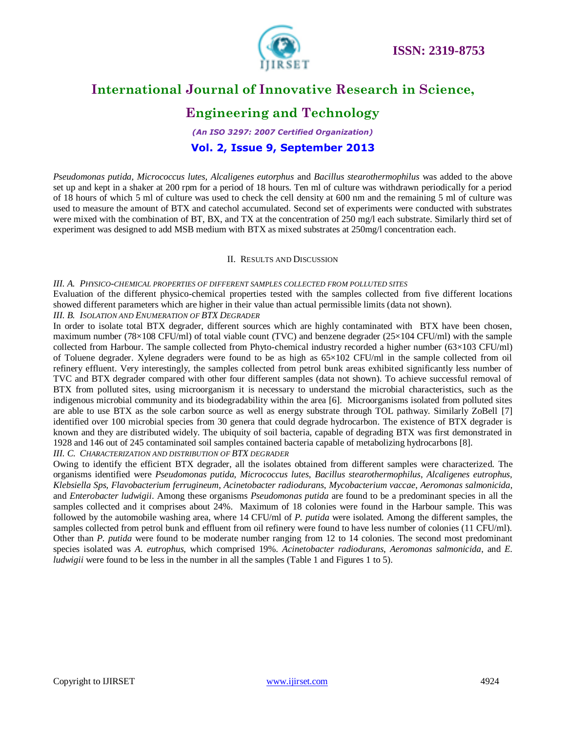*Pseudomonas putida, Micrococcus lutes, Alcaligenes eutorphus* and *Bacillus stearothermophilus* was added to the above set up and kept in a shaker at 200 rpm for a period of 18 hours. Ten ml of culture was withdrawn periodically for a period of 18 hours of which 5 ml of culture was used to check the cell density at 600 nm and the remaining 5 ml of culture was used to measure the amount of BTX and catechol accumulated. Second set of experiments were conducted with substrates were mixed with the combination of BT, BX, and TX at the concentration of 250 mg/l each substrate. Similarly third set of experiment was designed to add MSB medium with BTX as mixed substrates at 250mg/l concentration each.

## II. Results and Discussion

### III. A. Physico-chemical properties of different samples collected from polluted sites

Evaluation of the different physico-chemical properties tested with the samples collected from five different locations showed different parameters which are higher in their value than actual permissible limits (data not shown).

### III. B. Isolation and Enumeration of BTX Degrader

In order to isolate total BTX degrader, different sources which are highly contaminated with BTX have been chosen, maximum number (78×108 CFU/ml) of total viable count (TVC) and benzene degrader (25×104 CFU/ml) with the sample collected from Harbour. The sample collected from Phyto-chemical industry recorded a higher number (63×103 CFU/ml) of Toluene degrader. Xylene degraders were found to be as high as 65×102 CFU/ml in the sample collected from oil refinery effluent. Very interestingly, the samples collected from petrol bunk areas exhibited significantly less number of TVC and BTX degrader compared with other four different samples (data not shown). To achieve successful removal of BTX from polluted sites, using microorganism it is necessary to understand the microbial characteristics, such as the indigenous microbial community and its biodegradability within the area [6]. Microorganisms isolated from polluted sites are able to use BTX as the sole carbon source as well as energy substrate through TOL pathway. Similarly ZoBell [7] identified over 100 microbial species from 30 genera that could degrade hydrocarbon. The existence of BTX degrader is known and they are distributed widely. The ubiquity of soil bacteria, capable of degrading BTX was first demonstrated in 1928 and 146 out of 245 contaminated soil samples contained bacteria capable of metabolizing hydrocarbons [8].

### III. C. Characterization and distribution of BTX degrader

Owing to identify the efficient BTX degrader, all the isolates obtained from different samples were characterized. The organisms identified were *Pseudomonas putida*, *Micrococcus lutes*, *Bacillus stearothermophilus*, *Alcaligenes eutrophus*, *Klebsiella Sps, Flavobacterium ferrugineum*, *Acinetobacter radiodurans*, *Mycobacterium vaccae*, *Aeromonas salmonicida*, and *Enterobacter ludwigii*. Among these organisms *Pseudomonas putida* are found to be a predominant species in all the samples collected and it comprises about 24%. Maximum of 18 colonies were found in the Harbour sample. This was followed by the automobile washing area, where 14 CFU/ml of *P. putida* were isolated. Among the different samples, the samples collected from petrol bunk and effluent from oil refinery were found to have less number of colonies (11 CFU/ml). Other than *P. putida* were found to be moderate number ranging from 12 to 14 colonies. The second most predominant species isolated was *A. eutrophus*, which comprised 19%. *Acinetobacter radiodurans*, *Aeromonas salmonicida*, and *E. ludwigii* were found to be less in the number in all the samples (Table 1 and Figures 1 to 5).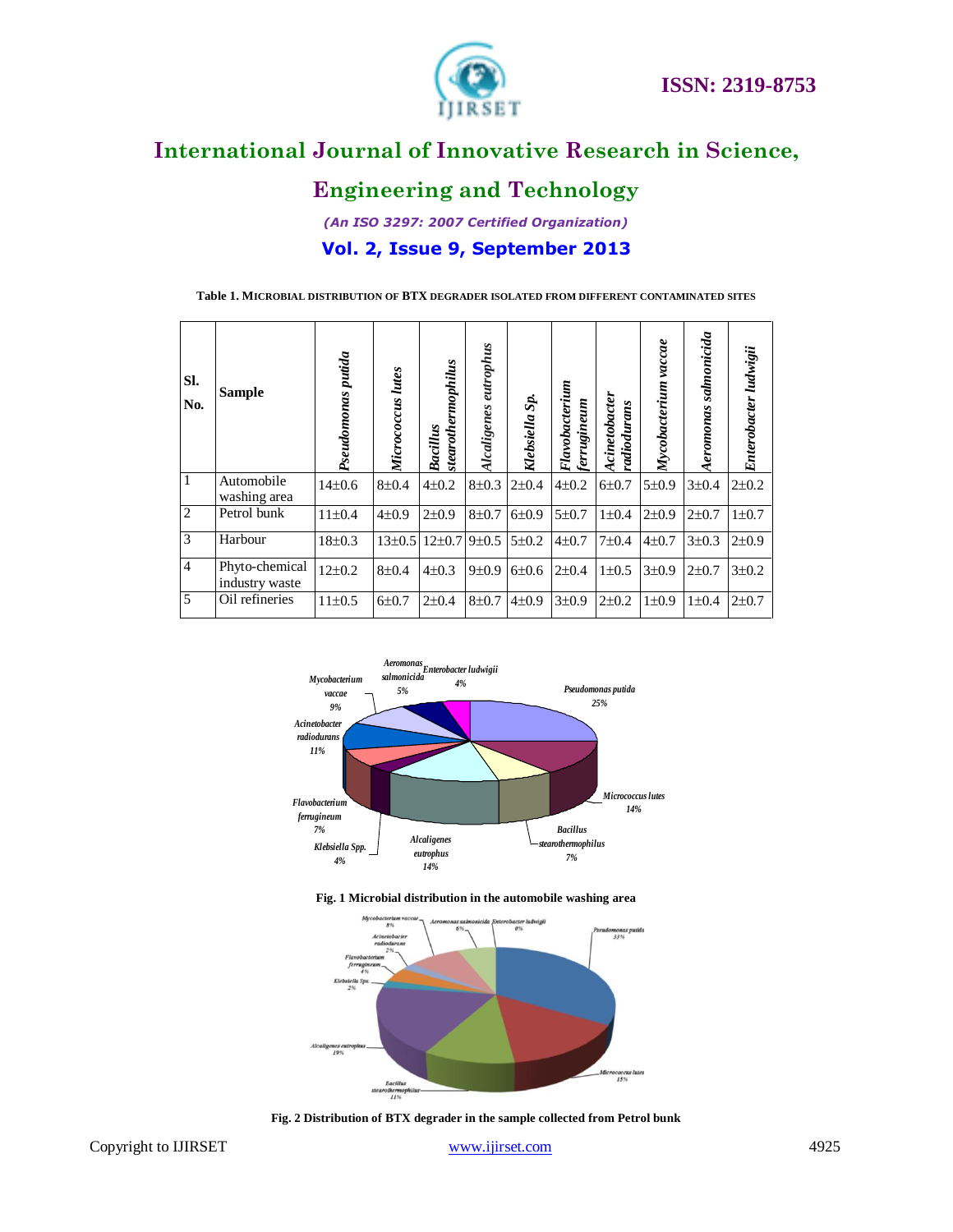Table 1. MICROBIAL DISTRIBUTION OF BTX DEGRADER ISOLATED FROM DIFFERENT CONTAMINATED SITES

| Sl. No. | Sample | *Pseudomonas putida* | *Micrococcus lutes* | *Bacillus stearothermophilus* | *Alcaligenes eutrophus* | *Klebsiella Sp.* | *Flavobacterium ferrugineum* | *Acinetobacter radiodurans* | *Mycobacterium vaccae* | *Aeromonas salmonicida* | *Enterobacter ludwigii* |
|---|---|---|---|---|---|---|---|---|---|---|---|
| 1 | Automobile washing area | 14±0.6 | 8±0.4 | 4±0.2 | 8±0.3 | 2±0.4 | 4±0.2 | 6±0.7 | 5±0.9 | 3±0.4 | 2±0.2 |
| 2 | Petrol bunk | 11±0.4 | 4±0.9 | 2±0.9 | 8±0.7 | 6±0.9 | 5±0.7 | 1±0.4 | 2±0.9 | 2±0.7 | 1±0.7 |
| 3 | Harbour | 18±0.3 | 13±0.5 | 12±0.7 | 9±0.5 | 5±0.2 | 4±0.7 | 7±0.4 | 4±0.7 | 3±0.3 | 2±0.9 |
| 4 | Phyto-chemical industry waste | 12±0.2 | 8±0.4 | 4±0.3 | 9±0.9 | 6±0.6 | 2±0.4 | 1±0.5 | 3±0.9 | 2±0.7 | 3±0.2 |
| 5 | Oil refineries | 11±0.5 | 6±0.7 | 2±0.4 | 8±0.7 | 4±0.9 | 3±0.9 | 2±0.2 | 1±0.9 | 1±0.4 | 2±0.7 |

Fig. 1 Microbial distribution in the automobile washing area

Fig. 2 Distribution of BTX degrader in the sample collected from Petrol bunk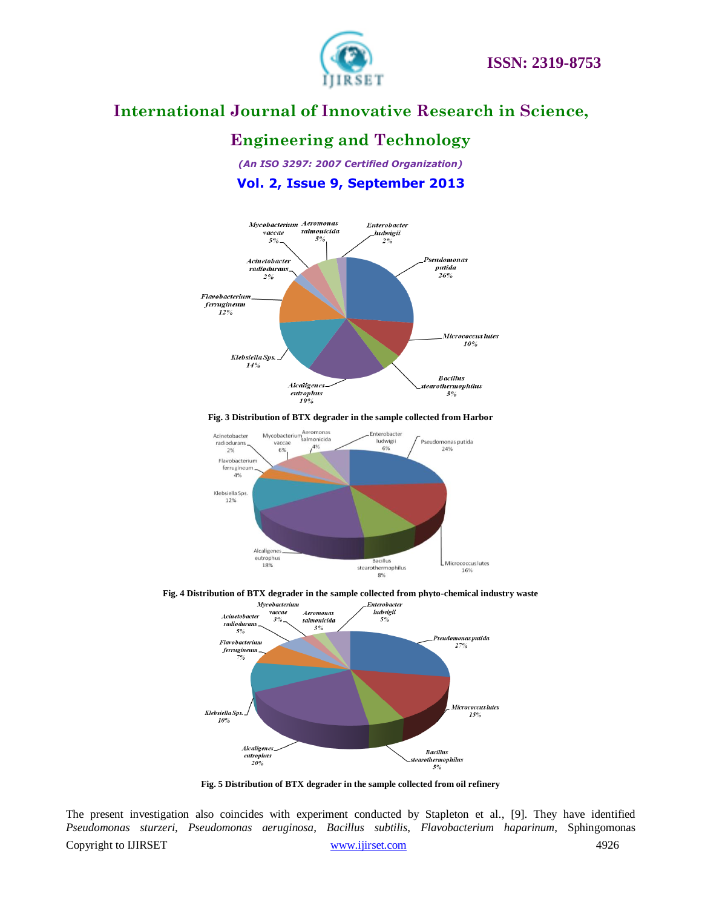Fig. 3 Distribution of BTX degrader in the sample collected from Harbor

Fig. 4 Distribution of BTX degrader in the sample collected from phyto-chemical industry waste

Fig. 5 Distribution of BTX degrader in the sample collected from oil refinery

The present investigation also coincides with experiment conducted by Stapleton et al., [9]. They have identified *Pseudomonas sturzeri*, *Pseudomonas aeruginosa*, *Bacillus subtilis*, *Flavobacterium haparinum*, Sphingomonas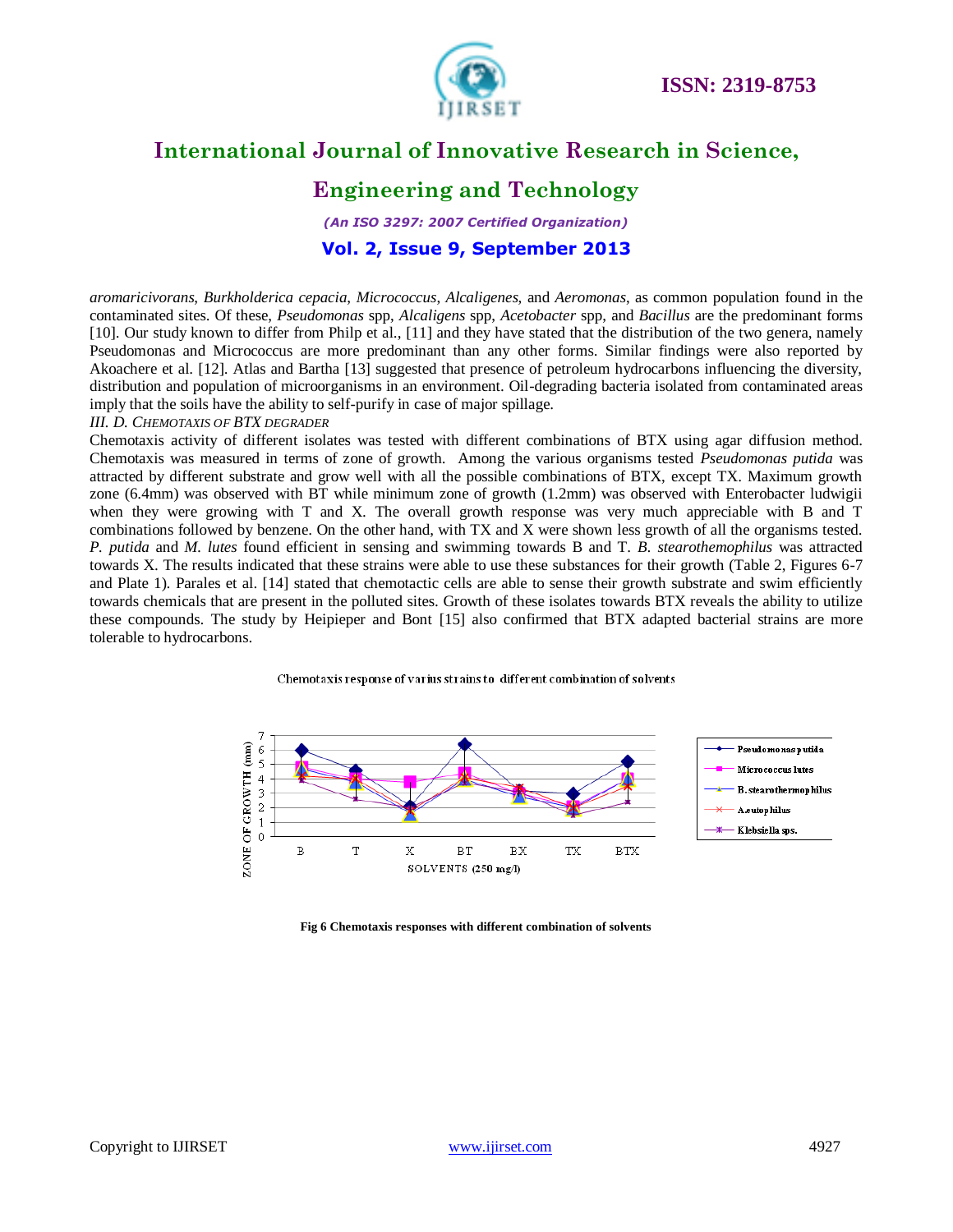*aromaricivorans, Burkholderica cepacia, Micrococcus, Alcaligenes,* and *Aeromonas*, as common population found in the contaminated sites. Of these, *Pseudomonas* spp, *Alcaligens* spp, *Acetobacter* spp, and *Bacillus* are the predominant forms [10]. Our study known to differ from Philp et al., [11] and they have stated that the distribution of the two genera, namely Pseudomonas and Micrococcus are more predominant than any other forms. Similar findings were also reported by Akoachere et al. [12]. Atlas and Bartha [13] suggested that presence of petroleum hydrocarbons influencing the diversity, distribution and population of microorganisms in an environment. Oil-degrading bacteria isolated from contaminated areas imply that the soils have the ability to self-purify in case of major spillage.

*III. D. CHEMOTAXIS OF BTX DEGRADER*

Chemotaxis activity of different isolates was tested with different combinations of BTX using agar diffusion method. Chemotaxis was measured in terms of zone of growth. Among the various organisms tested *Pseudomonas putida* was attracted by different substrate and grow well with all the possible combinations of BTX, except TX. Maximum growth zone (6.4mm) was observed with BT while minimum zone of growth (1.2mm) was observed with Enterobacter ludwigii when they were growing with T and X. The overall growth response was very much appreciable with B and T combinations followed by benzene. On the other hand, with TX and X were shown less growth of all the organisms tested. *P. putida* and *M. lutes* found efficient in sensing and swimming towards B and T. *B. stearothemophilus* was attracted towards X. The results indicated that these strains were able to use these substances for their growth (Table 2, Figures 6-7 and Plate 1). Parales et al. [14] stated that chemotactic cells are able to sense their growth substrate and swim efficiently towards chemicals that are present in the polluted sites. Growth of these isolates towards BTX reveals the ability to utilize these compounds. The study by Heipieper and Bont [15] also confirmed that BTX adapted bacterial strains are more tolerable to hydrocarbons.

Fig 6 Chemotaxis responses with different combination of solvents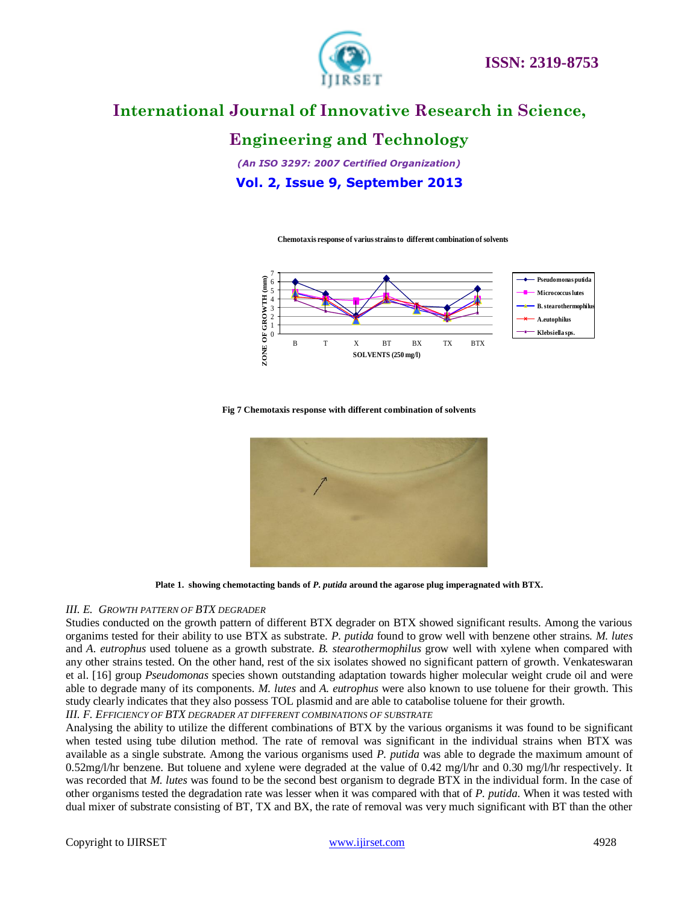Chemotaxis response of varius strains to different combination of solvents

Fig 7 Chemotaxis response with different combination of solvents

Plate 1. showing chemotacting bands of *P. putida* around the agarose plug imperagnated with BTX.

### III. E. GROWTH PATTERN OF BTX DEGRADER

Studies conducted on the growth pattern of different BTX degrader on BTX showed significant results. Among the various organims tested for their ability to use BTX as substrate. *P. putida* found to grow well with benzene other strains. *M. lutes* and *A. eutrophus* used toluene as a growth substrate. *B. stearothermophilus* grow well with xylene when compared with any other strains tested. On the other hand, rest of the six isolates showed no significant pattern of growth. Venkateswaran et al. [16] group *Pseudomonas* species shown outstanding adaptation towards higher molecular weight crude oil and were able to degrade many of its components. *M. lutes* and *A. eutrophus* were also known to use toluene for their growth. This study clearly indicates that they also possess TOL plasmid and are able to catabolise toluene for their growth.

### III. F. EFFICIENCY OF BTX DEGRADER AT DIFFERENT COMBINATIONS OF SUBSTRATE

Analysing the ability to utilize the different combinations of BTX by the various organisms it was found to be significant when tested using tube dilution method. The rate of removal was significant in the individual strains when BTX was available as a single substrate. Among the various organisms used *P. putida* was able to degrade the maximum amount of 0.52mg/l/hr benzene. But toluene and xylene were degraded at the value of 0.42 mg/l/hr and 0.30 mg/l/hr respectively. It was recorded that *M. lutes* was found to be the second best organism to degrade BTX in the individual form. In the case of other organisms tested the degradation rate was lesser when it was compared with that of *P. putida*. When it was tested with dual mixer of substrate consisting of BT, TX and BX, the rate of removal was very much significant with BT than the other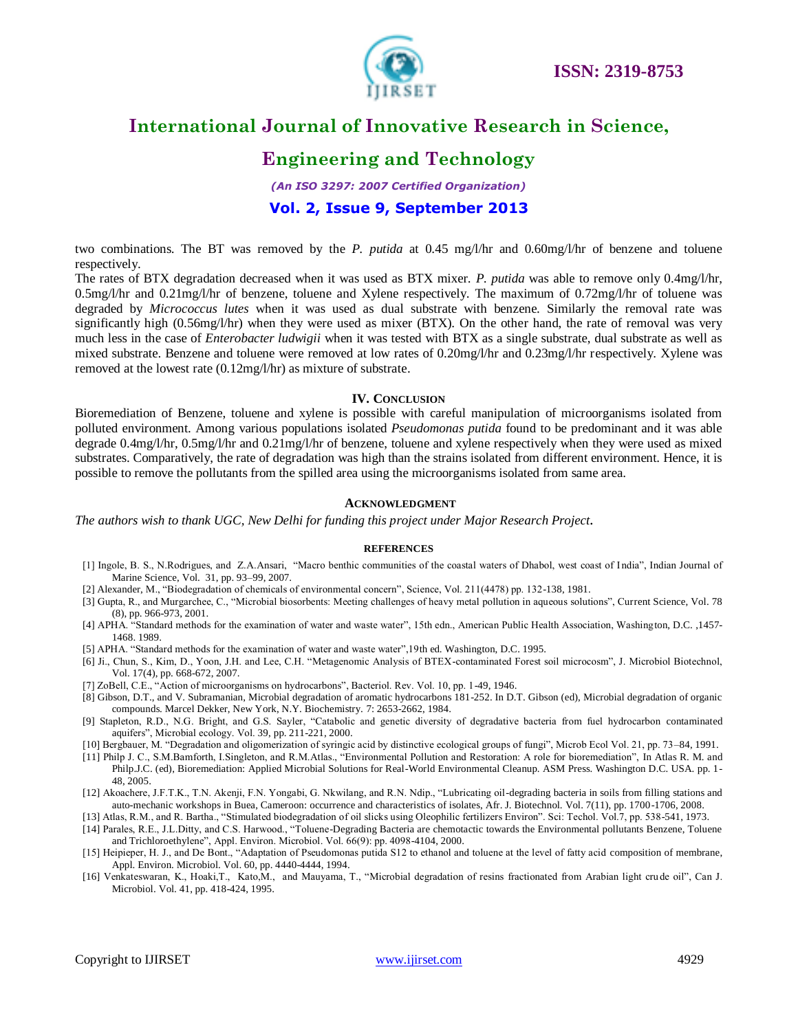two combinations. The BT was removed by the *P. putida* at 0.45 mg/l/hr and 0.60mg/l/hr of benzene and toluene respectively.

The rates of BTX degradation decreased when it was used as BTX mixer. *P. putida* was able to remove only 0.4mg/l/hr, 0.5mg/l/hr and 0.21mg/l/hr of benzene, toluene and Xylene respectively. The maximum of 0.72mg/l/hr of toluene was degraded by *Micrococcus lutes* when it was used as dual substrate with benzene. Similarly the removal rate was significantly high (0.56mg/l/hr) when they were used as mixer (BTX). On the other hand, the rate of removal was very much less in the case of *Enterobacter ludwigii* when it was tested with BTX as a single substrate, dual substrate as well as mixed substrate. Benzene and toluene were removed at low rates of 0.20mg/l/hr and 0.23mg/l/hr respectively. Xylene was removed at the lowest rate (0.12mg/l/hr) as mixture of substrate.

## IV. CONCLUSION

Bioremediation of Benzene, toluene and xylene is possible with careful manipulation of microorganisms isolated from polluted environment. Among various populations isolated *Pseudomonas putida* found to be predominant and it was able degrade 0.4mg/l/hr, 0.5mg/l/hr and 0.21mg/l/hr of benzene, toluene and xylene respectively when they were used as mixed substrates. Comparatively, the rate of degradation was high than the strains isolated from different environment. Hence, it is possible to remove the pollutants from the spilled area using the microorganisms isolated from same area.

## ACKNOWLEDGMENT

*The authors wish to thank UGC, New Delhi for funding this project under Major Research Project.*

## REFERENCES

[1] Ingole, B. S., N.Rodrigues, and Z.A.Ansari, "Macro benthic communities of the coastal waters of Dhabol, west coast of India", Indian Journal of Marine Science, Vol. 31, pp. 93–99, 2007.

[2] Alexander, M., "Biodegradation of chemicals of environmental concern", Science, Vol. 211(4478) pp. 132-138, 1981.

[3] Gupta, R., and Murgarchee, C., "Microbial biosorbents: Meeting challenges of heavy metal pollution in aqueous solutions", Current Science, Vol. 78 (8), pp. 966-973, 2001.

[4] APHA. "Standard methods for the examination of water and waste water", 15th edn., American Public Health Association, Washington, D.C. ,1457-1468. 1989.

[5] APHA. "Standard methods for the examination of water and waste water",19th ed. Washington, D.C. 1995.

[6] Ji., Chun, S., Kim, D., Yoon, J.H. and Lee, C.H. "Metagenomic Analysis of BTEX-contaminated Forest soil microcosm", J. Microbiol Biotechnol, Vol. 17(4), pp. 668-672, 2007.

[7] ZoBell, C.E., "Action of microorganisms on hydrocarbons", Bacteriol. Rev. Vol. 10, pp. 1-49, 1946.

[8] Gibson, D.T., and V. Subramanian, Microbial degradation of aromatic hydrocarbons 181-252. In D.T. Gibson (ed), Microbial degradation of organic compounds. Marcel Dekker, New York, N.Y. Biochemistry. 7: 2653-2662, 1984.

[9] Stapleton, R.D., N.G. Bright, and G.S. Sayler, "Catabolic and genetic diversity of degradative bacteria from fuel hydrocarbon contaminated aquifers", Microbial ecology. Vol. 39, pp. 211-221, 2000.

[10] Bergbauer, M. "Degradation and oligomerization of syringic acid by distinctive ecological groups of fungi", Microb Ecol Vol. 21, pp. 73–84, 1991.

[11] Philp J. C., S.M.Bamforth, I.Singleton, and R.M.Atlas., "Environmental Pollution and Restoration: A role for bioremediation", In Atlas R. M. and Philp.J.C. (ed), Bioremediation: Applied Microbial Solutions for Real-World Environmental Cleanup. ASM Press. Washington D.C. USA. pp. 1-48, 2005.

[12] Akoachere, J.F.T.K., T.N. Akenji, F.N. Yongabi, G. Nkwilang, and R.N. Ndip., "Lubricating oil-degrading bacteria in soils from filling stations and auto-mechanic workshops in Buea, Cameroon: occurrence and characteristics of isolates, Afr. J. Biotechnol. Vol. 7(11), pp. 1700-1706, 2008.

[13] Atlas, R.M., and R. Bartha., "Stimulated biodegradation of oil slicks using Oleophilic fertilizers Environ". Sci: Techol. Vol.7, pp. 538-541, 1973.

[14] Parales, R.E., J.L.Ditty, and C.S. Harwood., "Toluene-Degrading Bacteria are chemotactic towards the Environmental pollutants Benzene, Toluene and Trichloroethylene", Appl. Environ. Microbiol. Vol. 66(9): pp. 4098-4104, 2000.

[15] Heipieper, H. J., and De Bont., "Adaptation of Pseudomonas putida S12 to ethanol and toluene at the level of fatty acid composition of membrane, Appl. Environ. Microbiol. Vol. 60, pp. 4440-4444, 1994.

[16] Venkateswaran, K., Hoaki,T., Kato,M., and Mauyama, T., "Microbial degradation of resins fractionated from Arabian light crude oil", Can J. Microbiol. Vol. 41, pp. 418-424, 1995.